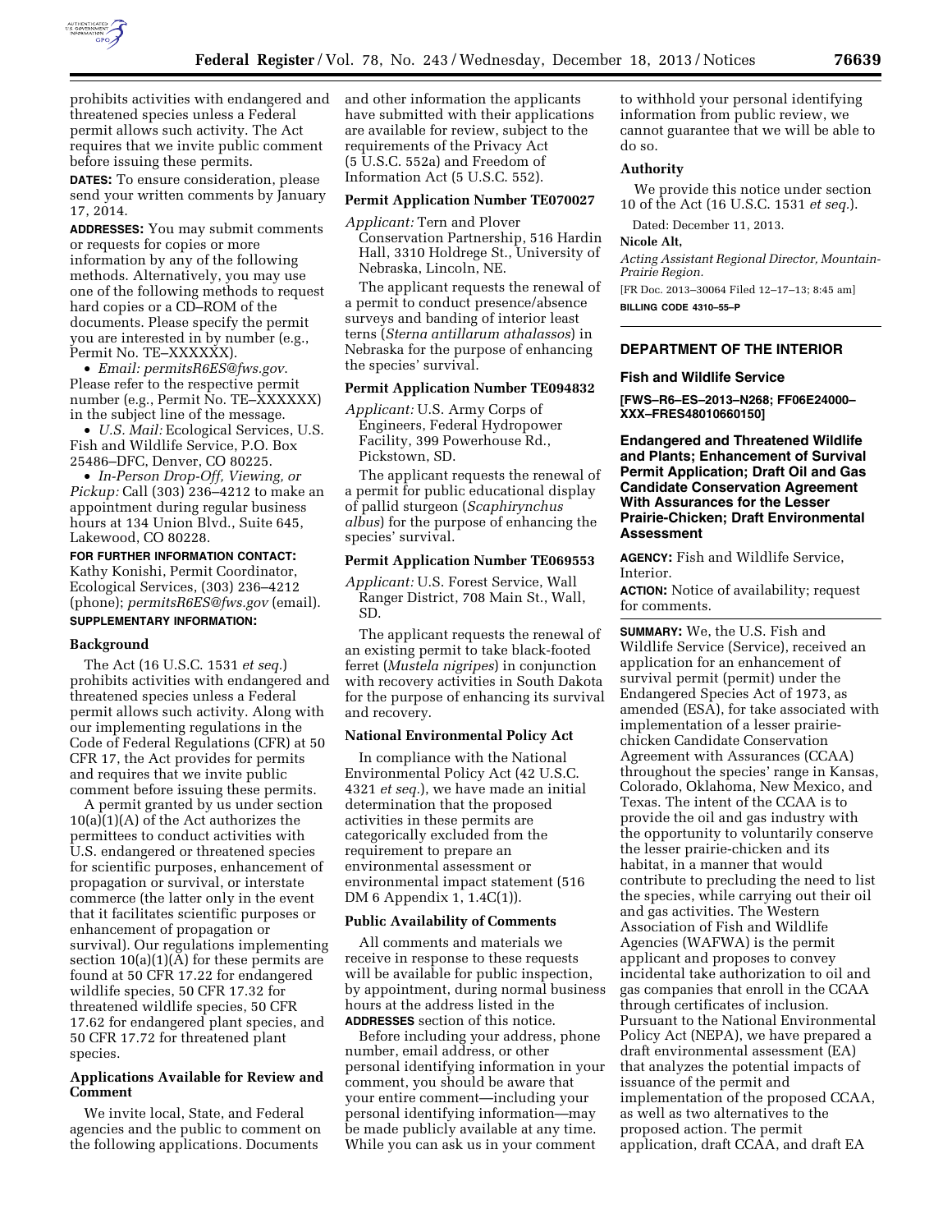prohibits activities with endangered and threatened species unless a Federal permit allows such activity. The Act requires that we invite public comment before issuing these permits.

**DATES:** To ensure consideration, please send your written comments by January 17, 2014.

**ADDRESSES:** You may submit comments or requests for copies or more information by any of the following methods. Alternatively, you may use one of the following methods to request hard copies or a CD–ROM of the documents. Please specify the permit you are interested in by number (e.g., Permit No. TE–XXXXXX).

- *Email: permitsR6ES@fws.gov*. Please refer to the respective permit number (e.g., Permit No. TE–XXXXXX) in the subject line of the message.
- *U.S. Mail:* Ecological Services, U.S. Fish and Wildlife Service, P.O. Box 25486–DFC, Denver, CO 80225.
- *In-Person Drop-Off, Viewing, or Pickup:* Call (303) 236–4212 to make an appointment during regular business hours at 134 Union Blvd., Suite 645, Lakewood, CO 80228.

**FOR FURTHER INFORMATION CONTACT:** Kathy Konishi, Permit Coordinator, Ecological Services, (303) 236–4212 (phone); *permitsR6ES@fws.gov* (email).

**SUPPLEMENTARY INFORMATION:**

### Background

The Act (16 U.S.C. 1531 *et seq.*) prohibits activities with endangered and threatened species unless a Federal permit allows such activity. Along with our implementing regulations in the Code of Federal Regulations (CFR) at 50 CFR 17, the Act provides for permits and requires that we invite public comment before issuing these permits.

A permit granted by us under section 10(a)(1)(A) of the Act authorizes the permittees to conduct activities with U.S. endangered or threatened species for scientific purposes, enhancement of propagation or survival, or interstate commerce (the latter only in the event that it facilitates scientific purposes or enhancement of propagation or survival). Our regulations implementing section 10(a)(1)(A) for these permits are found at 50 CFR 17.22 for endangered wildlife species, 50 CFR 17.32 for threatened wildlife species, 50 CFR 17.62 for endangered plant species, and 50 CFR 17.72 for threatened plant species.

### Applications Available for Review and Comment

We invite local, State, and Federal agencies and the public to comment on the following applications. Documents and other information the applicants have submitted with their applications are available for review, subject to the requirements of the Privacy Act (5 U.S.C. 552a) and Freedom of Information Act (5 U.S.C. 552).

### Permit Application Number TE070027

*Applicant:* Tern and Plover Conservation Partnership, 516 Hardin Hall, 3310 Holdrege St., University of Nebraska, Lincoln, NE.

The applicant requests the renewal of a permit to conduct presence/absence surveys and banding of interior least terns (*Sterna antillarum athalassos*) in Nebraska for the purpose of enhancing the species' survival.

### Permit Application Number TE094832

*Applicant:* U.S. Army Corps of Engineers, Federal Hydropower Facility, 399 Powerhouse Rd., Pickstown, SD.

The applicant requests the renewal of a permit for public educational display of pallid sturgeon (*Scaphirynchus albus*) for the purpose of enhancing the species' survival.

### Permit Application Number TE069553

*Applicant:* U.S. Forest Service, Wall Ranger District, 708 Main St., Wall, SD.

The applicant requests the renewal of an existing permit to take black-footed ferret (*Mustela nigripes*) in conjunction with recovery activities in South Dakota for the purpose of enhancing its survival and recovery.

### National Environmental Policy Act

In compliance with the National Environmental Policy Act (42 U.S.C. 4321 *et seq.*), we have made an initial determination that the proposed activities in these permits are categorically excluded from the requirement to prepare an environmental assessment or environmental impact statement (516 DM 6 Appendix 1, 1.4C(1)).

### Public Availability of Comments

All comments and materials we receive in response to these requests will be available for public inspection, by appointment, during normal business hours at the address listed in the **ADDRESSES** section of this notice.

Before including your address, phone number, email address, or other personal identifying information in your comment, you should be aware that your entire comment—including your personal identifying information—may be made publicly available at any time. While you can ask us in your comment to withhold your personal identifying information from public review, we cannot guarantee that we will be able to do so.

### Authority

We provide this notice under section 10 of the Act (16 U.S.C. 1531 *et seq.*).

Dated: December 11, 2013.

**Nicole Alt,**

*Acting Assistant Regional Director, Mountain-Prairie Region.*

[FR Doc. 2013–30064 Filed 12–17–13; 8:45 am]

**BILLING CODE 4310–55–P**

---

## DEPARTMENT OF THE INTERIOR

### Fish and Wildlife Service

**[FWS–R6–ES–2013–N268; FF06E24000–XXX–FRES48010660150]**

### Endangered and Threatened Wildlife and Plants; Enhancement of Survival Permit Application; Draft Oil and Gas Candidate Conservation Agreement With Assurances for the Lesser Prairie-Chicken; Draft Environmental Assessment

**AGENCY:** Fish and Wildlife Service, Interior.

**ACTION:** Notice of availability; request for comments.

**SUMMARY:** We, the U.S. Fish and Wildlife Service (Service), received an application for an enhancement of survival permit (permit) under the Endangered Species Act of 1973, as amended (ESA), for take associated with implementation of a lesser prairie-chicken Candidate Conservation Agreement with Assurances (CCAA) throughout the species' range in Kansas, Colorado, Oklahoma, New Mexico, and Texas. The intent of the CCAA is to provide the oil and gas industry with the opportunity to voluntarily conserve the lesser prairie-chicken and its habitat, in a manner that would contribute to precluding the need to list the species, while carrying out their oil and gas activities. The Western Association of Fish and Wildlife Agencies (WAFWA) is the permit applicant and proposes to convey incidental take authorization to oil and gas companies that enroll in the CCAA through certificates of inclusion. Pursuant to the National Environmental Policy Act (NEPA), we have prepared a draft environmental assessment (EA) that analyzes the potential impacts of issuance of the permit and implementation of the proposed CCAA, as well as two alternatives to the proposed action. The permit application, draft CCAA, and draft EA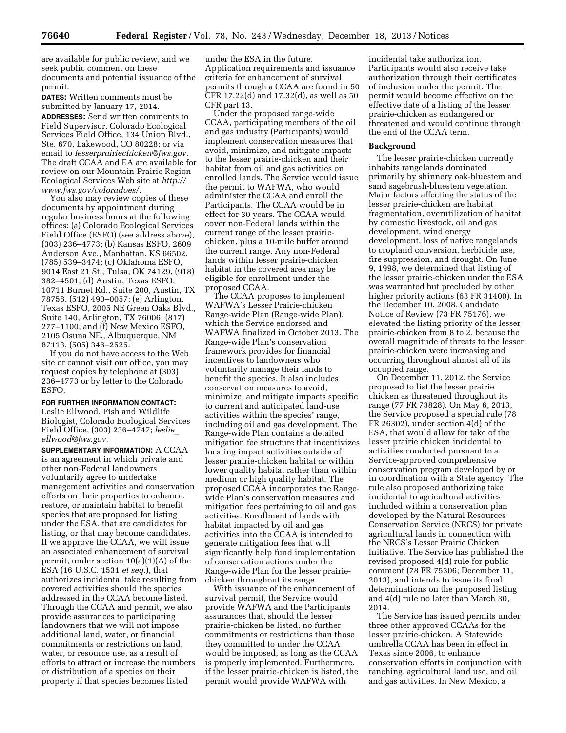are available for public review, and we seek public comment on these documents and potential issuance of the permit.

**DATES:** Written comments must be submitted by January 17, 2014.

**ADDRESSES:** Send written comments to Field Supervisor, Colorado Ecological Services Field Office, 134 Union Blvd., Ste. 670, Lakewood, CO 80228; or via email to *lesserprairiechicken@fws.gov.* The draft CCAA and EA are available for review on our Mountain-Prairie Region Ecological Services Web site at *http://www.fws.gov/coloradoes/.*

You also may review copies of these documents by appointment during regular business hours at the following offices: (a) Colorado Ecological Services Field Office (ESFO) (see address above), (303) 236–4773; (b) Kansas ESFO, 2609 Anderson Ave., Manhattan, KS 66502, (785) 539–3474; (c) Oklahoma ESFO, 9014 East 21 St., Tulsa, OK 74129, (918) 382–4501; (d) Austin, Texas ESFO, 10711 Burnet Rd., Suite 200, Austin, TX 78758, (512) 490–0057; (e) Arlington, Texas ESFO, 2005 NE Green Oaks Blvd., Suite 140, Arlington, TX 76006, (817) 277–1100; and (f) New Mexico ESFO, 2105 Osuna NE., Albuquerque, NM 87113, (505) 346–2525.

If you do not have access to the Web site or cannot visit our office, you may request copies by telephone at (303) 236–4773 or by letter to the Colorado ESFO.

**FOR FURTHER INFORMATION CONTACT:** Leslie Ellwood, Fish and Wildlife Biologist, Colorado Ecological Services Field Office, (303) 236–4747; *leslie_ellwood@fws.gov.*

**SUPPLEMENTARY INFORMATION:** A CCAA is an agreement in which private and other non-Federal landowners voluntarily agree to undertake management activities and conservation efforts on their properties to enhance, restore, or maintain habitat to benefit species that are proposed for listing under the ESA, that are candidates for listing, or that may become candidates. If we approve the CCAA, we will issue an associated enhancement of survival permit, under section 10(a)(1)(A) of the ESA (16 U.S.C. 1531 *et seq.*), that authorizes incidental take resulting from covered activities should the species addressed in the CCAA become listed. Through the CCAA and permit, we also provide assurances to participating landowners that we will not impose additional land, water, or financial commitments or restrictions on land, water, or resource use, as a result of efforts to attract or increase the numbers or distribution of a species on their property if that species becomes listed under the ESA in the future. Application requirements and issuance criteria for enhancement of survival permits through a CCAA are found in 50 CFR 17.22(d) and 17.32(d), as well as 50 CFR part 13.

Under the proposed range-wide CCAA, participating members of the oil and gas industry (Participants) would implement conservation measures that avoid, minimize, and mitigate impacts to the lesser prairie-chicken and their habitat from oil and gas activities on enrolled lands. The Service would issue the permit to WAFWA, who would administer the CCAA and enroll the Participants. The CCAA would be in effect for 30 years. The CCAA would cover non-Federal lands within the current range of the lesser prairie-chicken, plus a 10-mile buffer around the current range. Any non-Federal lands within lesser prairie-chicken habitat in the covered area may be eligible for enrollment under the proposed CCAA.

The CCAA proposes to implement WAFWA's Lesser Prairie-chicken Range-wide Plan (Range-wide Plan), which the Service endorsed and WAFWA finalized in October 2013. The Range-wide Plan's conservation framework provides for financial incentives to landowners who voluntarily manage their lands to benefit the species. It also includes conservation measures to avoid, minimize, and mitigate impacts specific to current and anticipated land-use activities within the species' range, including oil and gas development. The Range-wide Plan contains a detailed mitigation fee structure that incentivizes locating impact activities outside of lesser prairie-chicken habitat or within lower quality habitat rather than within medium or high quality habitat. The proposed CCAA incorporates the Range-wide Plan's conservation measures and mitigation fees pertaining to oil and gas activities. Enrollment of lands with habitat impacted by oil and gas activities into the CCAA is intended to generate mitigation fees that will significantly help fund implementation of conservation actions under the Range-wide Plan for the lesser prairie-chicken throughout its range.

With issuance of the enhancement of survival permit, the Service would provide WAFWA and the Participants assurances that, should the lesser prairie-chicken be listed, no further commitments or restrictions than those they committed to under the CCAA would be imposed, as long as the CCAA is properly implemented. Furthermore, if the lesser prairie-chicken is listed, the permit would provide WAFWA with incidental take authorization. Participants would also receive take authorization through their certificates of inclusion under the permit. The permit would become effective on the effective date of a listing of the lesser prairie-chicken as endangered or threatened and would continue through the end of the CCAA term.

## Background

The lesser prairie-chicken currently inhabits rangelands dominated primarily by shinnery oak-bluestem and sand sagebrush-bluestem vegetation. Major factors affecting the status of the lesser prairie-chicken are habitat fragmentation, overutilization of habitat by domestic livestock, oil and gas development, wind energy development, loss of native rangelands to cropland conversion, herbicide use, fire suppression, and drought. On June 9, 1998, we determined that listing of the lesser prairie-chicken under the ESA was warranted but precluded by other higher priority actions (63 FR 31400). In the December 10, 2008, Candidate Notice of Review (73 FR 75176), we elevated the listing priority of the lesser prairie-chicken from 8 to 2, because the overall magnitude of threats to the lesser prairie-chicken were increasing and occurring throughout almost all of its occupied range.

On December 11, 2012, the Service proposed to list the lesser prairie chicken as threatened throughout its range (77 FR 73828). On May 6, 2013, the Service proposed a special rule (78 FR 26302), under section 4(d) of the ESA, that would allow for take of the lesser prairie chicken incidental to activities conducted pursuant to a Service-approved comprehensive conservation program developed by or in coordination with a State agency. The rule also proposed authorizing take incidental to agricultural activities included within a conservation plan developed by the Natural Resources Conservation Service (NRCS) for private agricultural lands in connection with the NRCS's Lesser Prairie Chicken Initiative. The Service has published the revised proposed 4(d) rule for public comment (78 FR 75306; December 11, 2013), and intends to issue its final determinations on the proposed listing and 4(d) rule no later than March 30, 2014.

The Service has issued permits under three other approved CCAAs for the lesser prairie-chicken. A Statewide umbrella CCAA has been in effect in Texas since 2006, to enhance conservation efforts in conjunction with ranching, agricultural land use, and oil and gas activities. In New Mexico, a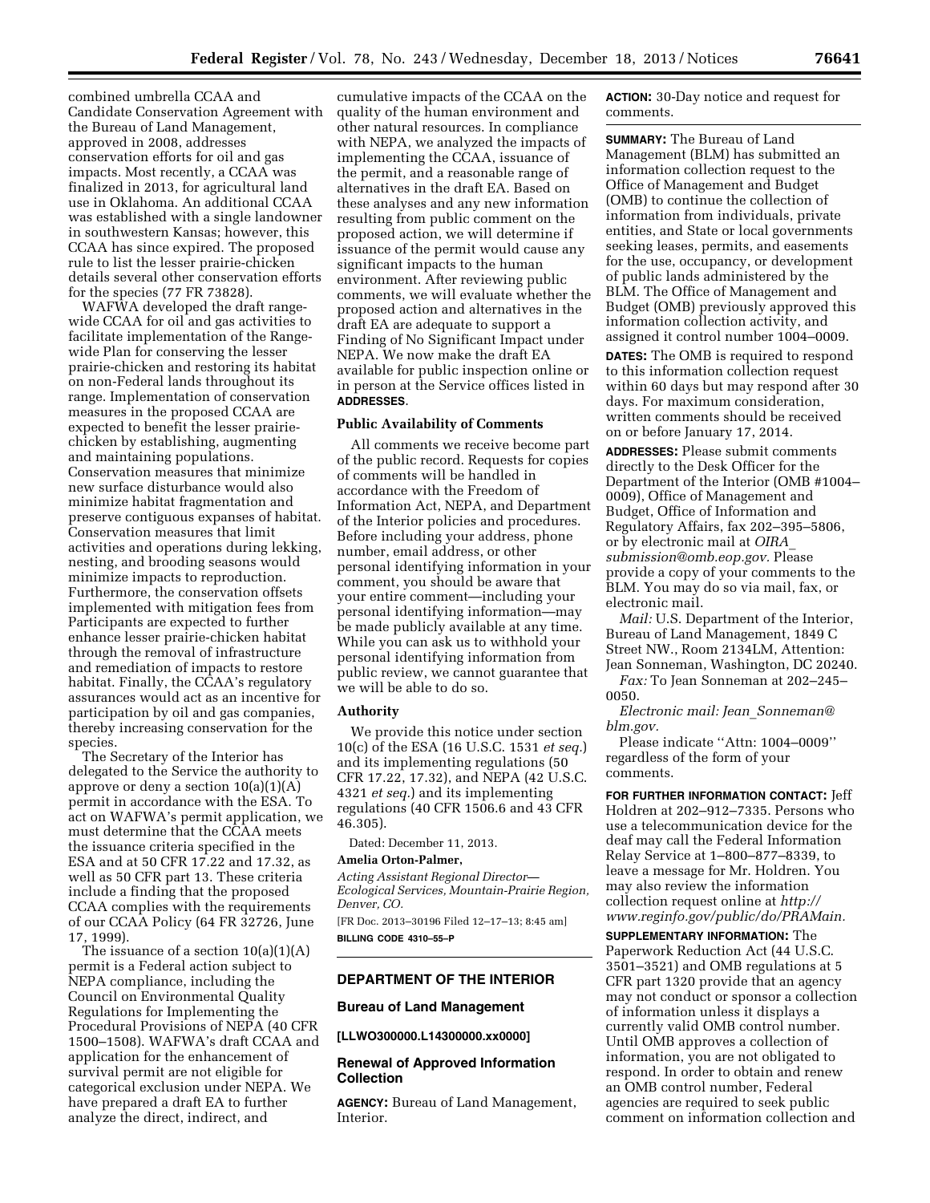combined umbrella CCAA and Candidate Conservation Agreement with the Bureau of Land Management, approved in 2008, addresses conservation efforts for oil and gas impacts. Most recently, a CCAA was finalized in 2013, for agricultural land use in Oklahoma. An additional CCAA was established with a single landowner in southwestern Kansas; however, this CCAA has since expired. The proposed rule to list the lesser prairie-chicken details several other conservation efforts for the species (77 FR 73828).

WAFWA developed the draft range-wide CCAA for oil and gas activities to facilitate implementation of the Range-wide Plan for conserving the lesser prairie-chicken and restoring its habitat on non-Federal lands throughout its range. Implementation of conservation measures in the proposed CCAA are expected to benefit the lesser prairie-chicken by establishing, augmenting and maintaining populations. Conservation measures that minimize new surface disturbance would also minimize habitat fragmentation and preserve contiguous expanses of habitat. Conservation measures that limit activities and operations during lekking, nesting, and brooding seasons would minimize impacts to reproduction. Furthermore, the conservation offsets implemented with mitigation fees from Participants are expected to further enhance lesser prairie-chicken habitat through the removal of infrastructure and remediation of impacts to restore habitat. Finally, the CCAA's regulatory assurances would act as an incentive for participation by oil and gas companies, thereby increasing conservation for the species.

The Secretary of the Interior has delegated to the Service the authority to approve or deny a section 10(a)(1)(A) permit in accordance with the ESA. To act on WAFWA's permit application, we must determine that the CCAA meets the issuance criteria specified in the ESA and at 50 CFR 17.22 and 17.32, as well as 50 CFR part 13. These criteria include a finding that the proposed CCAA complies with the requirements of our CCAA Policy (64 FR 32726, June 17, 1999).

The issuance of a section 10(a)(1)(A) permit is a Federal action subject to NEPA compliance, including the Council on Environmental Quality Regulations for Implementing the Procedural Provisions of NEPA (40 CFR 1500–1508). WAFWA's draft CCAA and application for the enhancement of survival permit are not eligible for categorical exclusion under NEPA. We have prepared a draft EA to further analyze the direct, indirect, and cumulative impacts of the CCAA on the quality of the human environment and other natural resources. In compliance with NEPA, we analyzed the impacts of implementing the CCAA, issuance of the permit, and a reasonable range of alternatives in the draft EA. Based on these analyses and any new information resulting from public comment on the proposed action, we will determine if issuance of the permit would cause any significant impacts to the human environment. After reviewing public comments, we will evaluate whether the proposed action and alternatives in the draft EA are adequate to support a Finding of No Significant Impact under NEPA. We now make the draft EA available for public inspection online or in person at the Service offices listed in **ADDRESSES**.

### Public Availability of Comments

All comments we receive become part of the public record. Requests for copies of comments will be handled in accordance with the Freedom of Information Act, NEPA, and Department of the Interior policies and procedures. Before including your address, phone number, email address, or other personal identifying information in your comment, you should be aware that your entire comment—including your personal identifying information—may be made publicly available at any time. While you can ask us to withhold your personal identifying information from public review, we cannot guarantee that we will be able to do so.

### Authority

We provide this notice under section 10(c) of the ESA (16 U.S.C. 1531 *et seq.*) and its implementing regulations (50 CFR 17.22, 17.32), and NEPA (42 U.S.C. 4321 *et seq.*) and its implementing regulations (40 CFR 1506.6 and 43 CFR 46.305).

Dated: December 11, 2013.

**Amelia Orton-Palmer,**

*Acting Assistant Regional Director—Ecological Services, Mountain-Prairie Region, Denver, CO.*

[FR Doc. 2013–30196 Filed 12–17–13; 8:45 am]

**BILLING CODE 4310–55–P**

---

## DEPARTMENT OF THE INTERIOR

### Bureau of Land Management

**[LLWO300000.L14300000.xx0000]**

### Renewal of Approved Information Collection

**AGENCY:** Bureau of Land Management, Interior.

**ACTION:** 30-Day notice and request for comments.

**SUMMARY:** The Bureau of Land Management (BLM) has submitted an information collection request to the Office of Management and Budget (OMB) to continue the collection of information from individuals, private entities, and State or local governments seeking leases, permits, and easements for the use, occupancy, or development of public lands administered by the BLM. The Office of Management and Budget (OMB) previously approved this information collection activity, and assigned it control number 1004–0009.

**DATES:** The OMB is required to respond to this information collection request within 60 days but may respond after 30 days. For maximum consideration, written comments should be received on or before January 17, 2014.

**ADDRESSES:** Please submit comments directly to the Desk Officer for the Department of the Interior (OMB #1004–0009), Office of Management and Budget, Office of Information and Regulatory Affairs, fax 202–395–5806, or by electronic mail at *OIRA_submission@omb.eop.gov.* Please provide a copy of your comments to the BLM. You may do so via mail, fax, or electronic mail.

*Mail:* U.S. Department of the Interior, Bureau of Land Management, 1849 C Street NW., Room 2134LM, Attention: Jean Sonneman, Washington, DC 20240.

*Fax:* To Jean Sonneman at 202–245–0050.

*Electronic mail: Jean_Sonneman@blm.gov.*

Please indicate ''Attn: 1004–0009'' regardless of the form of your comments.

**FOR FURTHER INFORMATION CONTACT:** Jeff Holdren at 202–912–7335. Persons who use a telecommunication device for the deaf may call the Federal Information Relay Service at 1–800–877–8339, to leave a message for Mr. Holdren. You may also review the information collection request online at *http://www.reginfo.gov/public/do/PRAMain.*

**SUPPLEMENTARY INFORMATION:** The Paperwork Reduction Act (44 U.S.C. 3501–3521) and OMB regulations at 5 CFR part 1320 provide that an agency may not conduct or sponsor a collection of information unless it displays a currently valid OMB control number. Until OMB approves a collection of information, you are not obligated to respond. In order to obtain and renew an OMB control number, Federal agencies are required to seek public comment on information collection and